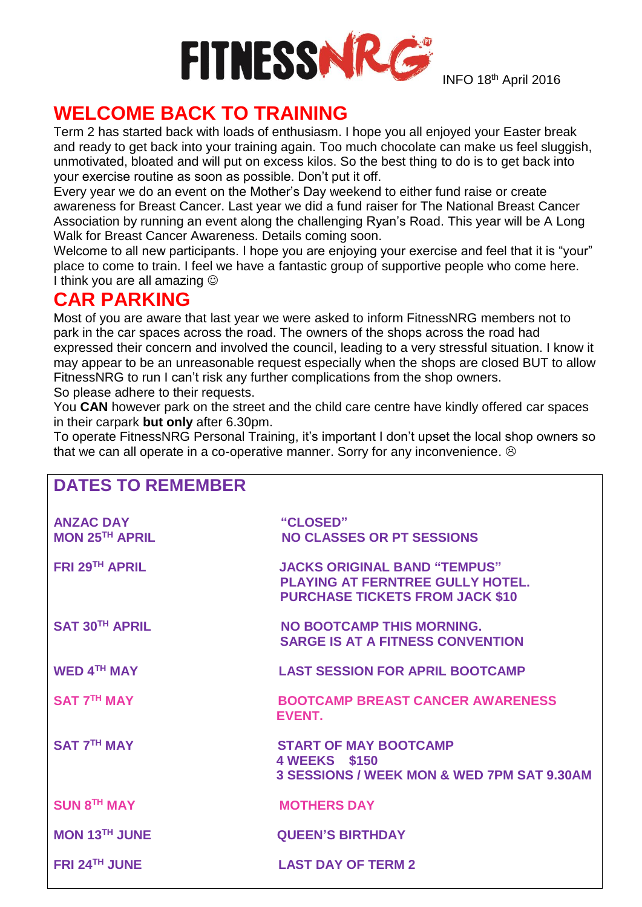# FITNESSNRG

INFO 18th April 2016

## WELCOME BACK TO TRAINING

Term 2 has started back with loads of enthusiasm. I hope you all enjoyed your Easter break and ready to get back into your training again. Too much chocolate can make us feel sluggish, unmotivated, bloated and will put on excess kilos. So the best thing to do is to get back into your exercise routine as soon as possible. Don't put it off.

Every year we do an event on the Mother's Day weekend to either fund raise or create awareness for Breast Cancer. Last year we did a fund raiser for The National Breast Cancer Association by running an event along the challenging Ryan's Road. This year will be A Long Walk for Breast Cancer Awareness. Details coming soon.

Welcome to all new participants. I hope you are enjoying your exercise and feel that it is "your" place to come to train. I feel we have a fantastic group of supportive people who come here. I think you are all amazing ☺

## CAR PARKING

Most of you are aware that last year we were asked to inform FitnessNRG members not to park in the car spaces across the road. The owners of the shops across the road had expressed their concern and involved the council, leading to a very stressful situation. I know it may appear to be an unreasonable request especially when the shops are closed BUT to allow FitnessNRG to run I can't risk any further complications from the shop owners.

So please adhere to their requests.

You **CAN** however park on the street and the child care centre have kindly offered car spaces in their carpark **but only** after 6.30pm.

To operate FitnessNRG Personal Training, it's important I don't upset the local shop owners so that we can all operate in a co-operative manner. Sorry for any inconvenience. ☹

## DATES TO REMEMBER

| | |
|---|---|
| ANZAC DAY MON 25TH APRIL | "CLOSED" NO CLASSES OR PT SESSIONS |
| FRI 29TH APRIL | JACKS ORIGINAL BAND "TEMPUS" PLAYING AT FERNTREE GULLY HOTEL. PURCHASE TICKETS FROM JACK $10 |
| SAT 30TH APRIL | NO BOOTCAMP THIS MORNING. SARGE IS AT A FITNESS CONVENTION |
| WED 4TH MAY | LAST SESSION FOR APRIL BOOTCAMP |
| SAT 7TH MAY | BOOTCAMP BREAST CANCER AWARENESS EVENT. |
| SAT 7TH MAY | START OF MAY BOOTCAMP 4 WEEKS $150 3 SESSIONS / WEEK MON & WED 7PM SAT 9.30AM |
| SUN 8TH MAY | MOTHERS DAY |
| MON 13TH JUNE | QUEEN'S BIRTHDAY |
| FRI 24TH JUNE | LAST DAY OF TERM 2 |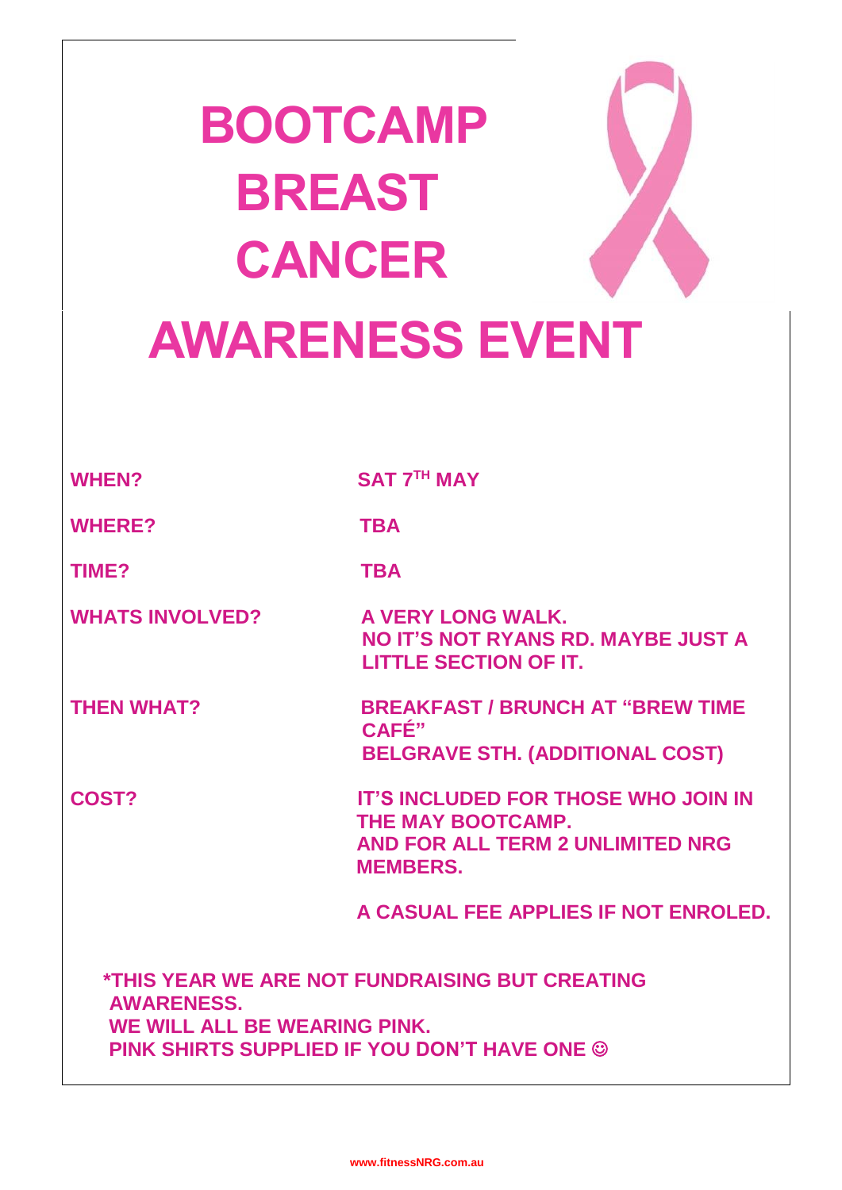# BOOTCAMP BREAST CANCER AWARENESS EVENT

| | |
|---|---|
| **WHEN?** | **SAT 7TH MAY** |
| **WHERE?** | **TBA** |
| **TIME?** | **TBA** |
| **WHATS INVOLVED?** | **A VERY LONG WALK. NO IT'S NOT RYANS RD. MAYBE JUST A LITTLE SECTION OF IT.** |
| **THEN WHAT?** | **BREAKFAST / BRUNCH AT "BREW TIME CAFÉ" BELGRAVE STH. (ADDITIONAL COST)** |
| **COST?** | **IT'S INCLUDED FOR THOSE WHO JOIN IN THE MAY BOOTCAMP. AND FOR ALL TERM 2 UNLIMITED NRG MEMBERS.** |
| | **A CASUAL FEE APPLIES IF NOT ENROLED.** |

**\*THIS YEAR WE ARE NOT FUNDRAISING BUT CREATING AWARENESS.**
**WE WILL ALL BE WEARING PINK.**
**PINK SHIRTS SUPPLIED IF YOU DON'T HAVE ONE ☺**

www.fitnessNRG.com.au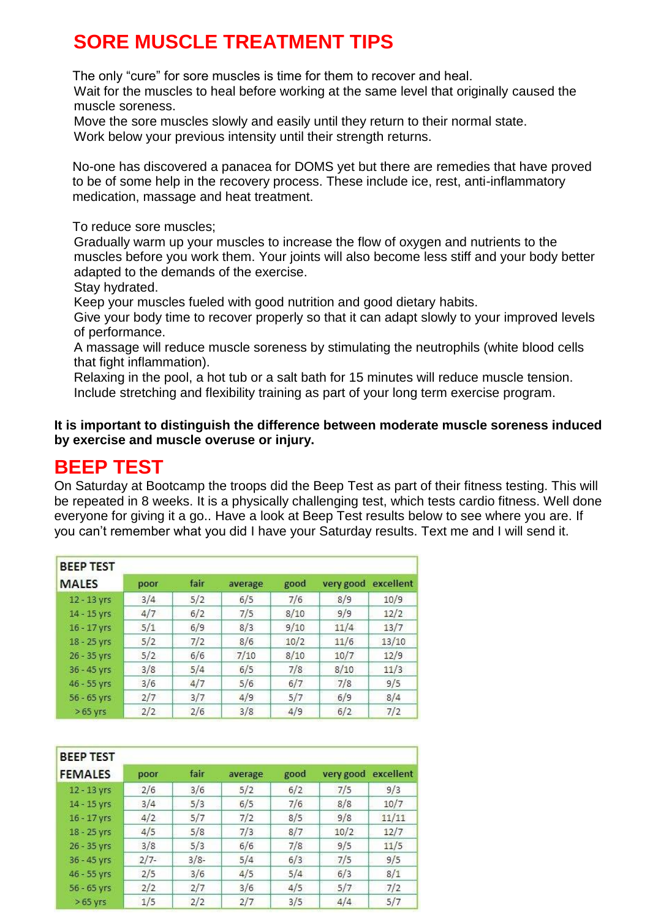# SORE MUSCLE TREATMENT TIPS

The only "cure" for sore muscles is time for them to recover and heal.
Wait for the muscles to heal before working at the same level that originally caused the muscle soreness.
Move the sore muscles slowly and easily until they return to their normal state.
Work below your previous intensity until their strength returns.

No-one has discovered a panacea for DOMS yet but there are remedies that have proved to be of some help in the recovery process. These include ice, rest, anti-inflammatory medication, massage and heat treatment.

To reduce sore muscles;
Gradually warm up your muscles to increase the flow of oxygen and nutrients to the muscles before you work them. Your joints will also become less stiff and your body better adapted to the demands of the exercise.
Stay hydrated.
Keep your muscles fueled with good nutrition and good dietary habits.
Give your body time to recover properly so that it can adapt slowly to your improved levels of performance.
A massage will reduce muscle soreness by stimulating the neutrophils (white blood cells that fight inflammation).
Relaxing in the pool, a hot tub or a salt bath for 15 minutes will reduce muscle tension.
Include stretching and flexibility training as part of your long term exercise program.

**It is important to distinguish the difference between moderate muscle soreness induced by exercise and muscle overuse or injury.**

# BEEP TEST

On Saturday at Bootcamp the troops did the Beep Test as part of their fitness testing. This will be repeated in 8 weeks. It is a physically challenging test, which tests cardio fitness. Well done everyone for giving it a go.. Have a look at Beep Test results below to see where you are. If you can't remember what you did I have your Saturday results. Text me and I will send it.

| BEEP TEST MALES | poor | fair | average | good | very good | excellent |
|---|---|---|---|---|---|---|
| 12 - 13 yrs | 3/4 | 5/2 | 6/5 | 7/6 | 8/9 | 10/9 |
| 14 - 15 yrs | 4/7 | 6/2 | 7/5 | 8/10 | 9/9 | 12/2 |
| 16 - 17 yrs | 5/1 | 6/9 | 8/3 | 9/10 | 11/4 | 13/7 |
| 18 - 25 yrs | 5/2 | 7/2 | 8/6 | 10/2 | 11/6 | 13/10 |
| 26 - 35 yrs | 5/2 | 6/6 | 7/10 | 8/10 | 10/7 | 12/9 |
| 36 - 45 yrs | 3/8 | 5/4 | 6/5 | 7/8 | 8/10 | 11/3 |
| 46 - 55 yrs | 3/6 | 4/7 | 5/6 | 6/7 | 7/8 | 9/5 |
| 56 - 65 yrs | 2/7 | 3/7 | 4/9 | 5/7 | 6/9 | 8/4 |
| > 65 yrs | 2/2 | 2/6 | 3/8 | 4/9 | 6/2 | 7/2 |

| BEEP TEST FEMALES | poor | fair | average | good | very good | excellent |
|---|---|---|---|---|---|---|
| 12 - 13 yrs | 2/6 | 3/6 | 5/2 | 6/2 | 7/5 | 9/3 |
| 14 - 15 yrs | 3/4 | 5/3 | 6/5 | 7/6 | 8/8 | 10/7 |
| 16 - 17 yrs | 4/2 | 5/7 | 7/2 | 8/5 | 9/8 | 11/11 |
| 18 - 25 yrs | 4/5 | 5/8 | 7/3 | 8/7 | 10/2 | 12/7 |
| 26 - 35 yrs | 3/8 | 5/3 | 6/6 | 7/8 | 9/5 | 11/5 |
| 36 - 45 yrs | 2/7- | 3/8- | 5/4 | 6/3 | 7/5 | 9/5 |
| 46 - 55 yrs | 2/5 | 3/6 | 4/5 | 5/4 | 6/3 | 8/1 |
| 56 - 65 yrs | 2/2 | 2/7 | 3/6 | 4/5 | 5/7 | 7/2 |
| > 65 yrs | 1/5 | 2/2 | 2/7 | 3/5 | 4/4 | 5/7 |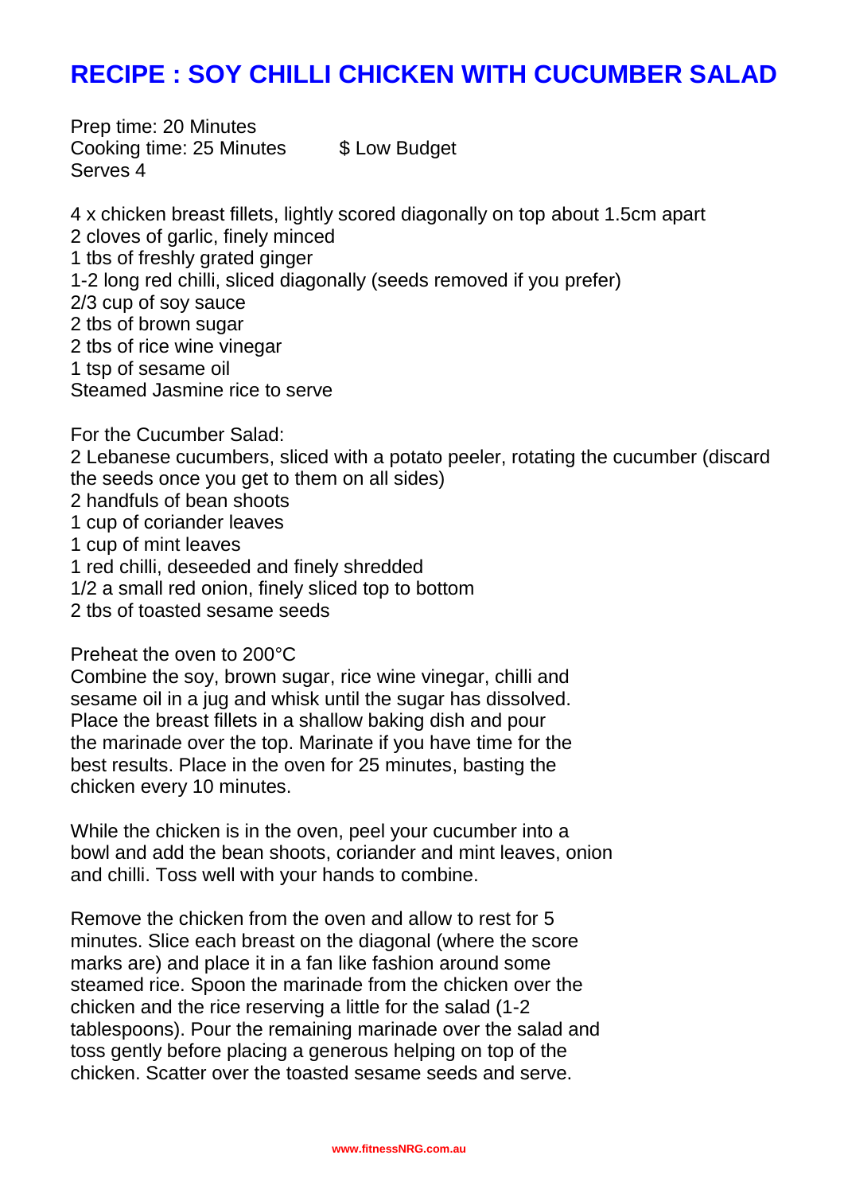# RECIPE : SOY CHILLI CHICKEN WITH CUCUMBER SALAD

Prep time: 20 Minutes
Cooking time: 25 Minutes $ Low Budget
Serves 4

4 x chicken breast fillets, lightly scored diagonally on top about 1.5cm apart
2 cloves of garlic, finely minced
1 tbs of freshly grated ginger
1-2 long red chilli, sliced diagonally (seeds removed if you prefer)
2/3 cup of soy sauce
2 tbs of brown sugar
2 tbs of rice wine vinegar
1 tsp of sesame oil
Steamed Jasmine rice to serve

For the Cucumber Salad:
2 Lebanese cucumbers, sliced with a potato peeler, rotating the cucumber (discard the seeds once you get to them on all sides)
2 handfuls of bean shoots
1 cup of coriander leaves
1 cup of mint leaves
1 red chilli, deseeded and finely shredded
1/2 a small red onion, finely sliced top to bottom
2 tbs of toasted sesame seeds

Preheat the oven to 200°C
Combine the soy, brown sugar, rice wine vinegar, chilli and sesame oil in a jug and whisk until the sugar has dissolved. Place the breast fillets in a shallow baking dish and pour the marinade over the top. Marinate if you have time for the best results. Place in the oven for 25 minutes, basting the chicken every 10 minutes.

While the chicken is in the oven, peel your cucumber into a bowl and add the bean shoots, coriander and mint leaves, onion and chilli. Toss well with your hands to combine.

Remove the chicken from the oven and allow to rest for 5 minutes. Slice each breast on the diagonal (where the score marks are) and place it in a fan like fashion around some steamed rice. Spoon the marinade from the chicken over the chicken and the rice reserving a little for the salad (1-2 tablespoons). Pour the remaining marinade over the salad and toss gently before placing a generous helping on top of the chicken. Scatter over the toasted sesame seeds and serve.

www.fitnessNRG.com.au